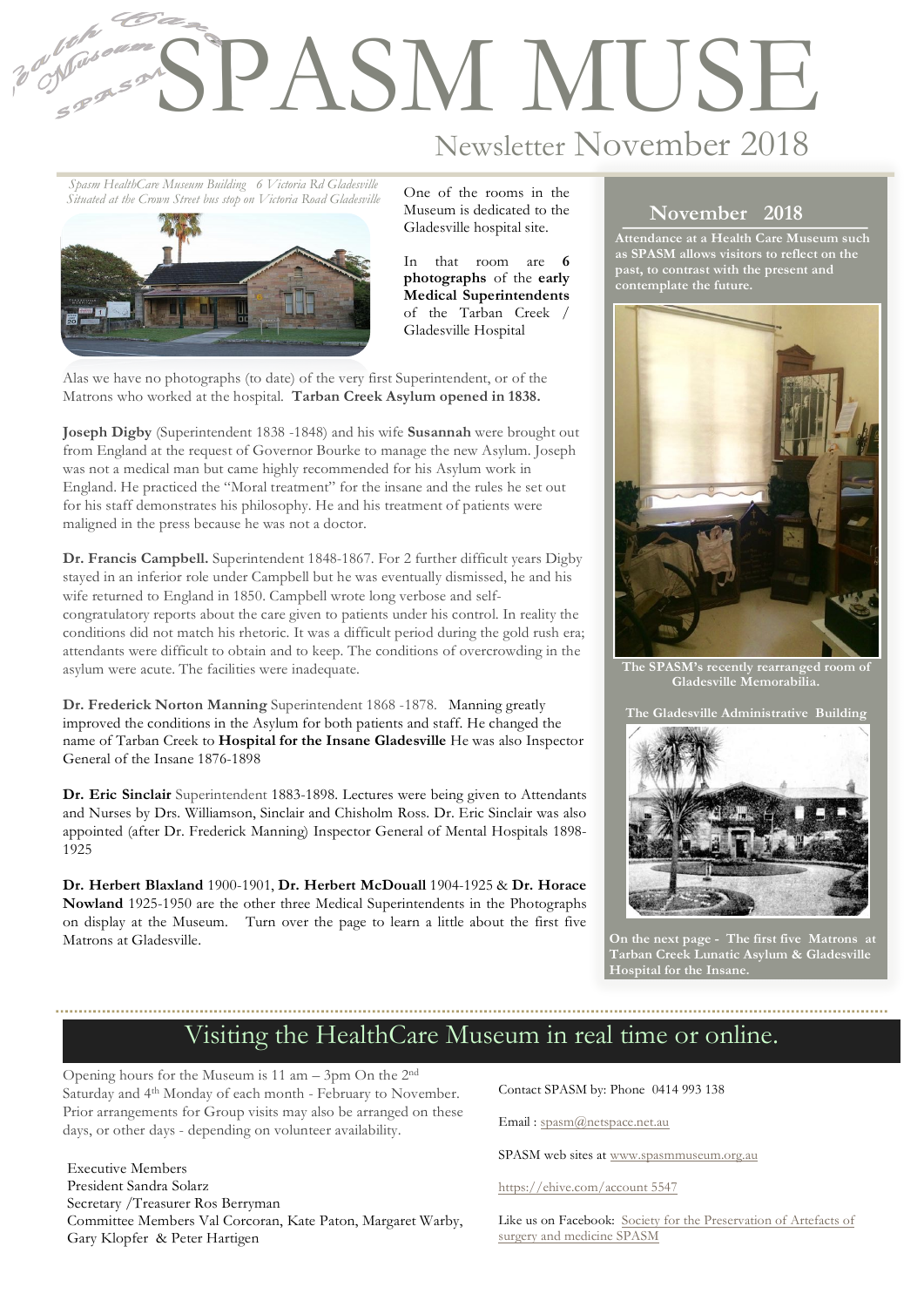# SPASM MUSE

## Newsletter November 2018

*Spasm HealthCare Museum Building 6 Victoria Rd Gladesville*
*Situated at the Crown Street bus stop on Victoria Road Gladesville*

One of the rooms in the Museum is dedicated to the Gladesville hospital site.

In that room are **6 photographs** of the **early Medical Superintendents** of the Tarban Creek / Gladesville Hospital

Alas we have no photographs (to date) of the very first Superintendent, or of the Matrons who worked at the hospital. **Tarban Creek Asylum opened in 1838.**

**Joseph Digby** (Superintendent 1838 -1848) and his wife **Susannah** were brought out from England at the request of Governor Bourke to manage the new Asylum. Joseph was not a medical man but came highly recommended for his Asylum work in England. He practiced the "Moral treatment" for the insane and the rules he set out for his staff demonstrates his philosophy. He and his treatment of patients were maligned in the press because he was not a doctor.

**Dr. Francis Campbell.** Superintendent 1848-1867. For 2 further difficult years Digby stayed in an inferior role under Campbell but he was eventually dismissed, he and his wife returned to England in 1850. Campbell wrote long verbose and self-congratulatory reports about the care given to patients under his control. In reality the conditions did not match his rhetoric. It was a difficult period during the gold rush era; attendants were difficult to obtain and to keep. The conditions of overcrowding in the asylum were acute. The facilities were inadequate.

**Dr. Frederick Norton Manning** Superintendent 1868 -1878. Manning greatly improved the conditions in the Asylum for both patients and staff. He changed the name of Tarban Creek to **Hospital for the Insane Gladesville** He was also Inspector General of the Insane 1876-1898

**Dr. Eric Sinclair** Superintendent 1883-1898. Lectures were being given to Attendants and Nurses by Drs. Williamson, Sinclair and Chisholm Ross. Dr. Eric Sinclair was also appointed (after Dr. Frederick Manning) Inspector General of Mental Hospitals 1898-1925

**Dr. Herbert Blaxland** 1900-1901, **Dr. Herbert McDouall** 1904-1925 & **Dr. Horace Nowland** 1925-1950 are the other three Medical Superintendents in the Photographs on display at the Museum. Turn over the page to learn a little about the first five Matrons at Gladesville.

### November 2018

**Attendance at a Health Care Museum such as SPASM allows visitors to reflect on the past, to contrast with the present and contemplate the future.**

**The SPASM's recently rearranged room of Gladesville Memorabilia.**

**The Gladesville Administrative Building**

**On the next page - The first five Matrons at Tarban Creek Lunatic Asylum & Gladesville Hospital for the Insane.**

## Visiting the HealthCare Museum in real time or online.

Opening hours for the Museum is 11 am – 3pm On the 2nd Saturday and 4th Monday of each month - February to November. Prior arrangements for Group visits may also be arranged on these days, or other days - depending on volunteer availability.

Executive Members
President Sandra Solarz
Secretary /Treasurer Ros Berryman
Committee Members Val Corcoran, Kate Paton, Margaret Warby, Gary Klopfer & Peter Hartigen

Contact SPASM by: Phone 0414 993 138

Email : spasm@netspace.net.au

SPASM web sites at www.spasmmuseum.org.au

https://ehive.com/account 5547

Like us on Facebook: Society for the Preservation of Artefacts of surgery and medicine SPASM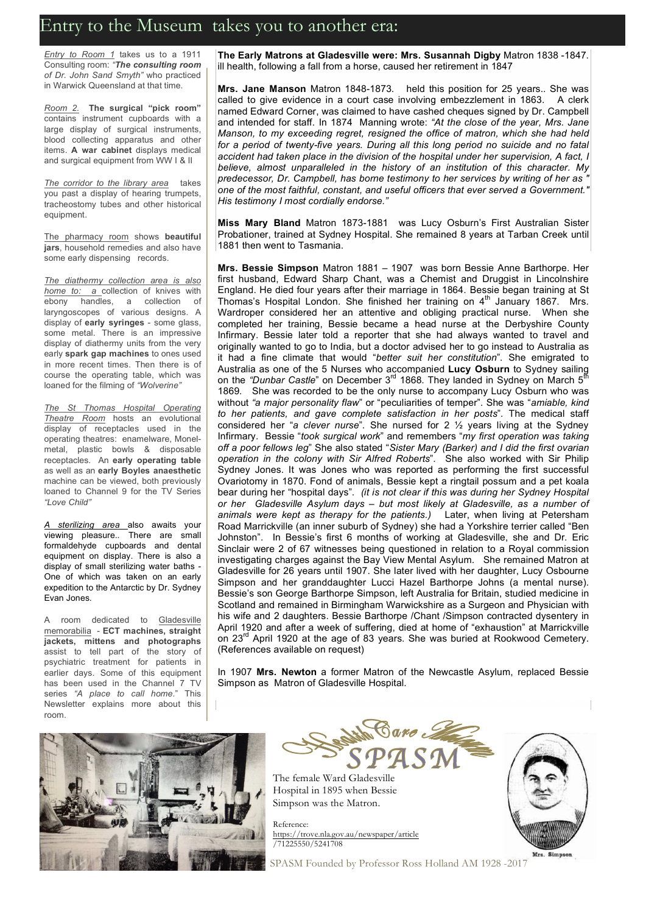# Entry to the Museum takes you to another era:

*Entry to Room 1* takes us to a 1911 Consulting room: *"**The consulting room** of Dr. John Sand Smyth"* who practiced in Warwick Queensland at that time.

*Room 2.* **The surgical "pick room"** contains instrument cupboards with a large display of surgical instruments, blood collecting apparatus and other items. **A war cabinet** displays medical and surgical equipment from WW I & II

*The corridor to the library area* takes you past a display of hearing trumpets, tracheostomy tubes and other historical equipment.

The pharmacy room shows **beautiful jars**, household remedies and also have some early dispensing records.

*The diathermy collection area is also home to: a* collection of knives with ebony handles, a collection of laryngoscopes of various designs. A display of **early syringes** - some glass, some metal. There is an impressive display of diathermy units from the very early **spark gap machines** to ones used in more recent times. Then there is of course the operating table, which was loaned for the filming of *"Wolverine"*

*The St Thomas Hospital Operating Theatre Room* hosts an evolutional display of receptacles used in the operating theatres: enamelware, Monel-metal, plastic bowls & disposable receptacles. An **early operating table** as well as an **early Boyles anaesthetic** machine can be viewed, both previously loaned to Channel 9 for the TV Series *"Love Child"*

*A sterilizing area* also awaits your viewing pleasure.. There are small formaldehyde cupboards and dental equipment on display. There is also a display of small sterilizing water baths - One of which was taken on an early expedition to the Antarctic by Dr. Sydney Evan Jones.

A room dedicated to Gladesville memorabilia - **ECT machines, straight jackets, mittens and photographs** assist to tell part of the story of psychiatric treatment for patients in earlier days. Some of this equipment has been used in the Channel 7 TV series *"A place to call home."* This Newsletter explains more about this room.

**The Early Matrons at Gladesville were: Mrs. Susannah Digby** Matron 1838 -1847. ill health, following a fall from a horse, caused her retirement in 1847

**Mrs. Jane Manson** Matron 1848-1873. held this position for 25 years.. She was called to give evidence in a court case involving embezzlement in 1863. A clerk named Edward Corner, was claimed to have cashed cheques signed by Dr. Campbell and intended for staff. In 1874 Manning wrote: *"At the close of the year, Mrs. Jane Manson, to my exceeding regret, resigned the office of matron, which she had held for a period of twenty-five years. During all this long period no suicide and no fatal accident had taken place in the division of the hospital under her supervision, A fact, I believe, almost unparalleled in the history of an institution of this character. My predecessor, Dr. Campbell, has borne testimony to her services by writing of her as " one of the most faithful, constant, and useful officers that ever served a Government." His testimony I most cordially endorse."*

**Miss Mary Bland** Matron 1873-1881 was Lucy Osburn's First Australian Sister Probationer, trained at Sydney Hospital. She remained 8 years at Tarban Creek until 1881 then went to Tasmania.

**Mrs. Bessie Simpson** Matron 1881 – 1907 was born Bessie Anne Barthorpe. Her first husband, Edward Sharp Chant, was a Chemist and Druggist in Lincolnshire England. He died four years after their marriage in 1864. Bessie began training at St Thomas's Hospital London. She finished her training on 4th January 1867. Mrs. Wardroper considered her an attentive and obliging practical nurse. When she completed her training, Bessie became a head nurse at the Derbyshire County Infirmary. Bessie later told a reporter that she had always wanted to travel and originally wanted to go to India, but a doctor advised her to go instead to Australia as it had a fine climate that would "*better suit her constitution*". She emigrated to Australia as one of the 5 Nurses who accompanied **Lucy Osburn** to Sydney sailing on the *"Dunbar Castle"* on December 3rd 1868. They landed in Sydney on March 5th 1869. She was recorded to be the only nurse to accompany Lucy Osburn who was without *"a major personality flaw"* or "peculiarities of temper". She was "*amiable, kind to her patients, and gave complete satisfaction in her posts*". The medical staff considered her "*a clever nurse*". She nursed for 2 ½ years living at the Sydney Infirmary. Bessie "*took surgical work*" and remembers "*my first operation was taking off a poor fellows leg*" She also stated "*Sister Mary (Barker) and I did the first ovarian operation in the colony with Sir Alfred Roberts*". She also worked with Sir Philip Sydney Jones. It was Jones who was reported as performing the first successful Ovariotomy in 1870. Fond of animals, Bessie kept a ringtail possum and a pet koala bear during her "hospital days". *(it is not clear if this was during her Sydney Hospital or her Gladesville Asylum days – but most likely at Gladesville, as a number of animals were kept as therapy for the patients.)* Later, when living at Petersham Road Marrickville (an inner suburb of Sydney) she had a Yorkshire terrier called "Ben Johnston". In Bessie's first 6 months of working at Gladesville, she and Dr. Eric Sinclair were 2 of 67 witnesses being questioned in relation to a Royal commission investigating charges against the Bay View Mental Asylum. She remained Matron at Gladesville for 26 years until 1907. She later lived with her daughter, Lucy Osbourne Simpson and her granddaughter Lucci Hazel Barthorpe Johns (a mental nurse). Bessie's son George Barthorpe Simpson, left Australia for Britain, studied medicine in Scotland and remained in Birmingham Warwickshire as a Surgeon and Physician with his wife and 2 daughters. Bessie Barthorpe /Chant /Simpson contracted dysentery in April 1920 and after a week of suffering, died at home of "exhaustion" at Marrickville on 23rd April 1920 at the age of 83 years. She was buried at Rookwood Cemetery. (References available on request)

In 1907 **Mrs. Newton** a former Matron of the Newcastle Asylum, replaced Bessie Simpson as Matron of Gladesville Hospital.

Health Care Museum SPASM

The female Ward Gladesville Hospital in 1895 when Bessie Simpson was the Matron.

Reference: https://trove.nla.gov.au/newspaper/article/71225550/5241708

Mrs. Simpson

SPASM Founded by Professor Ross Holland AM 1928 -2017